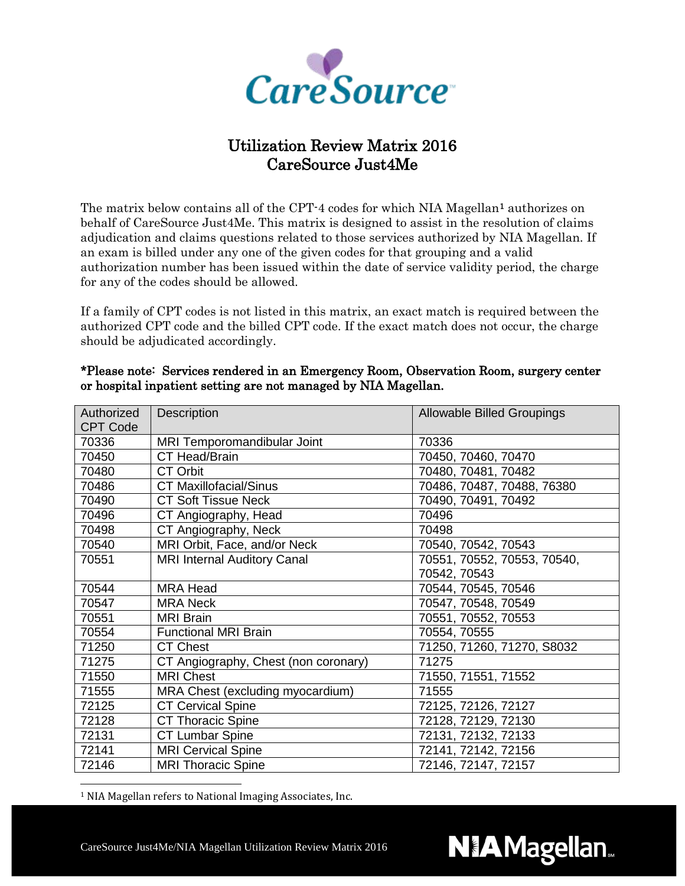# Utilization Review Matrix 2016
# CareSource Just4Me

The matrix below contains all of the CPT-4 codes for which NIA Magellan[1] authorizes on behalf of CareSource Just4Me. This matrix is designed to assist in the resolution of claims adjudication and claims questions related to those services authorized by NIA Magellan. If an exam is billed under any one of the given codes for that grouping and a valid authorization number has been issued within the date of service validity period, the charge for any of the codes should be allowed.

If a family of CPT codes is not listed in this matrix, an exact match is required between the authorized CPT code and the billed CPT code. If the exact match does not occur, the charge should be adjudicated accordingly.

**\*Please note: Services rendered in an Emergency Room, Observation Room, surgery center or hospital inpatient setting are not managed by NIA Magellan.**

| Authorized CPT Code | Description | Allowable Billed Groupings |
|---|---|---|
| 70336 | MRI Temporomandibular Joint | 70336 |
| 70450 | CT Head/Brain | 70450, 70460, 70470 |
| 70480 | CT Orbit | 70480, 70481, 70482 |
| 70486 | CT Maxillofacial/Sinus | 70486, 70487, 70488, 76380 |
| 70490 | CT Soft Tissue Neck | 70490, 70491, 70492 |
| 70496 | CT Angiography, Head | 70496 |
| 70498 | CT Angiography, Neck | 70498 |
| 70540 | MRI Orbit, Face, and/or Neck | 70540, 70542, 70543 |
| 70551 | MRI Internal Auditory Canal | 70551, 70552, 70553, 70540, 70542, 70543 |
| 70544 | MRA Head | 70544, 70545, 70546 |
| 70547 | MRA Neck | 70547, 70548, 70549 |
| 70551 | MRI Brain | 70551, 70552, 70553 |
| 70554 | Functional MRI Brain | 70554, 70555 |
| 71250 | CT Chest | 71250, 71260, 71270, S8032 |
| 71275 | CT Angiography, Chest (non coronary) | 71275 |
| 71550 | MRI Chest | 71550, 71551, 71552 |
| 71555 | MRA Chest (excluding myocardium) | 71555 |
| 72125 | CT Cervical Spine | 72125, 72126, 72127 |
| 72128 | CT Thoracic Spine | 72128, 72129, 72130 |
| 72131 | CT Lumbar Spine | 72131, 72132, 72133 |
| 72141 | MRI Cervical Spine | 72141, 72142, 72156 |
| 72146 | MRI Thoracic Spine | 72146, 72147, 72157 |

[1] NIA Magellan refers to National Imaging Associates, Inc.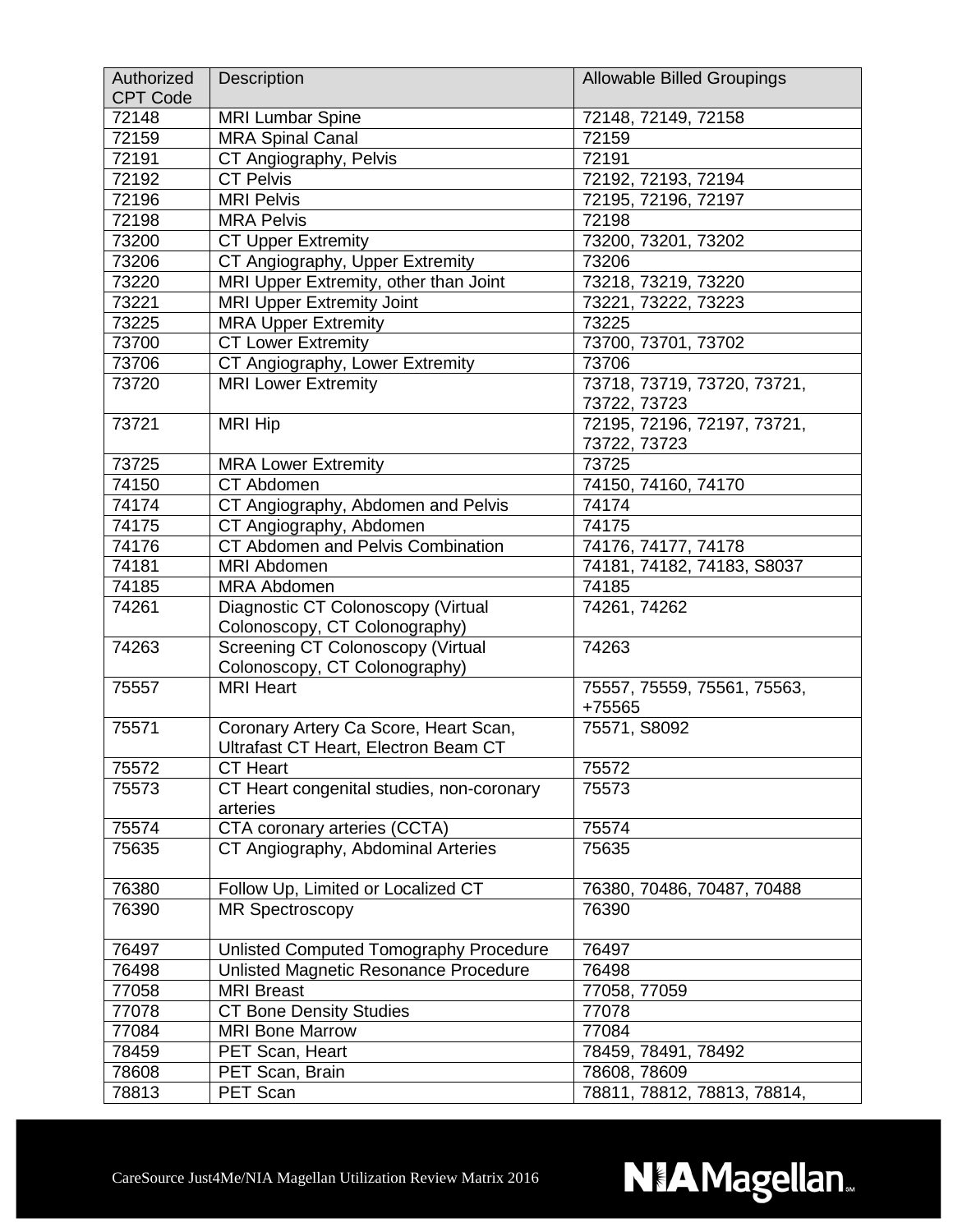| Authorized CPT Code | Description | Allowable Billed Groupings |
|---|---|---|
| 72148 | MRI Lumbar Spine | 72148, 72149, 72158 |
| 72159 | MRA Spinal Canal | 72159 |
| 72191 | CT Angiography, Pelvis | 72191 |
| 72192 | CT Pelvis | 72192, 72193, 72194 |
| 72196 | MRI Pelvis | 72195, 72196, 72197 |
| 72198 | MRA Pelvis | 72198 |
| 73200 | CT Upper Extremity | 73200, 73201, 73202 |
| 73206 | CT Angiography, Upper Extremity | 73206 |
| 73220 | MRI Upper Extremity, other than Joint | 73218, 73219, 73220 |
| 73221 | MRI Upper Extremity Joint | 73221, 73222, 73223 |
| 73225 | MRA Upper Extremity | 73225 |
| 73700 | CT Lower Extremity | 73700, 73701, 73702 |
| 73706 | CT Angiography, Lower Extremity | 73706 |
| 73720 | MRI Lower Extremity | 73718, 73719, 73720, 73721, 73722, 73723 |
| 73721 | MRI Hip | 72195, 72196, 72197, 73721, 73722, 73723 |
| 73725 | MRA Lower Extremity | 73725 |
| 74150 | CT Abdomen | 74150, 74160, 74170 |
| 74174 | CT Angiography, Abdomen and Pelvis | 74174 |
| 74175 | CT Angiography, Abdomen | 74175 |
| 74176 | CT Abdomen and Pelvis Combination | 74176, 74177, 74178 |
| 74181 | MRI Abdomen | 74181, 74182, 74183, S8037 |
| 74185 | MRA Abdomen | 74185 |
| 74261 | Diagnostic CT Colonoscopy (Virtual Colonoscopy, CT Colonography) | 74261, 74262 |
| 74263 | Screening CT Colonoscopy (Virtual Colonoscopy, CT Colonography) | 74263 |
| 75557 | MRI Heart | 75557, 75559, 75561, 75563, +75565 |
| 75571 | Coronary Artery Ca Score, Heart Scan, Ultrafast CT Heart, Electron Beam CT | 75571, S8092 |
| 75572 | CT Heart | 75572 |
| 75573 | CT Heart congenital studies, non-coronary arteries | 75573 |
| 75574 | CTA coronary arteries (CCTA) | 75574 |
| 75635 | CT Angiography, Abdominal Arteries | 75635 |
| 76380 | Follow Up, Limited or Localized CT | 76380, 70486, 70487, 70488 |
| 76390 | MR Spectroscopy | 76390 |
| 76497 | Unlisted Computed Tomography Procedure | 76497 |
| 76498 | Unlisted Magnetic Resonance Procedure | 76498 |
| 77058 | MRI Breast | 77058, 77059 |
| 77078 | CT Bone Density Studies | 77078 |
| 77084 | MRI Bone Marrow | 77084 |
| 78459 | PET Scan, Heart | 78459, 78491, 78492 |
| 78608 | PET Scan, Brain | 78608, 78609 |
| 78813 | PET Scan | 78811, 78812, 78813, 78814, |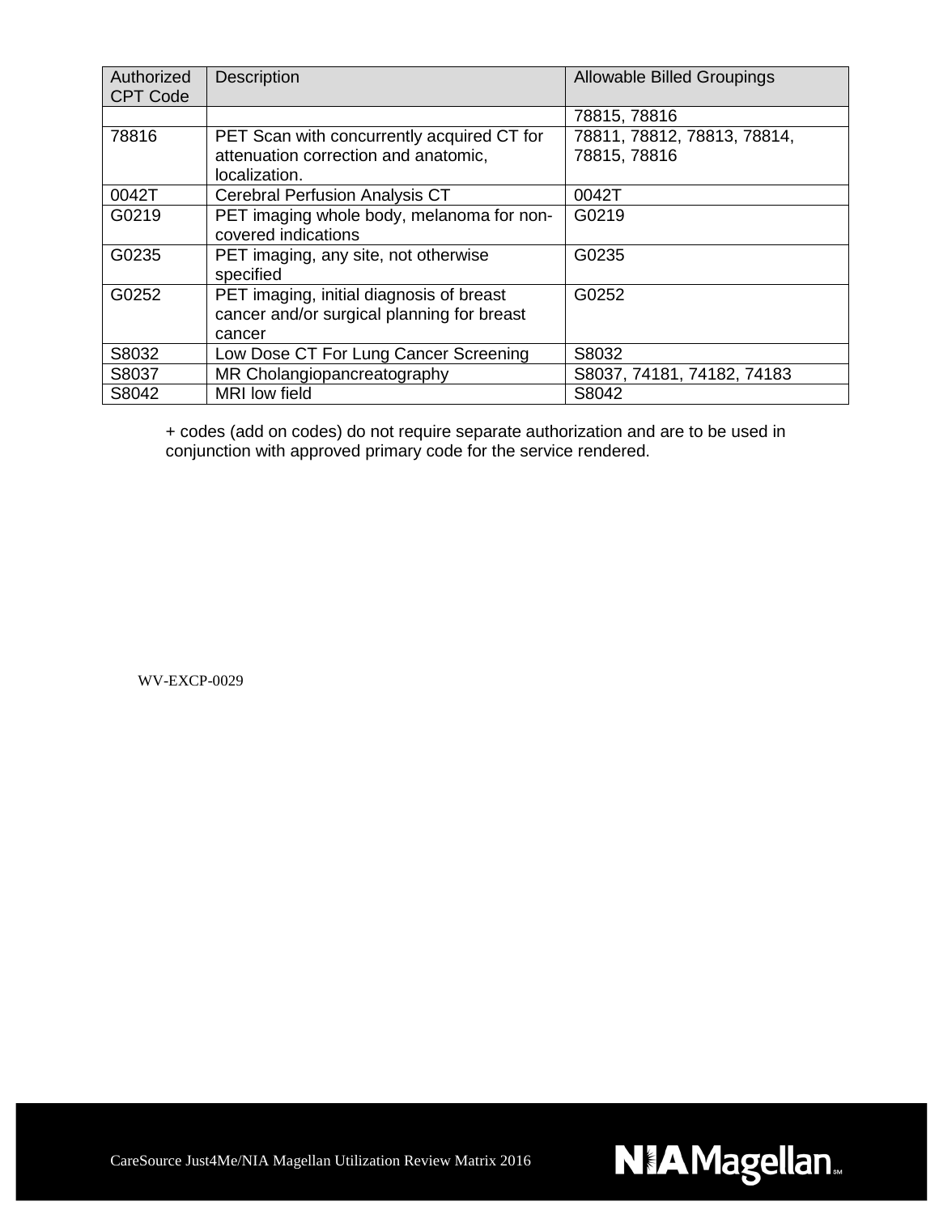| Authorized CPT Code | Description | Allowable Billed Groupings |
|---|---|---|
| | | 78815, 78816 |
| 78816 | PET Scan with concurrently acquired CT for attenuation correction and anatomic, localization. | 78811, 78812, 78813, 78814, 78815, 78816 |
| 0042T | Cerebral Perfusion Analysis CT | 0042T |
| G0219 | PET imaging whole body, melanoma for non-covered indications | G0219 |
| G0235 | PET imaging, any site, not otherwise specified | G0235 |
| G0252 | PET imaging, initial diagnosis of breast cancer and/or surgical planning for breast cancer | G0252 |
| S8032 | Low Dose CT For Lung Cancer Screening | S8032 |
| S8037 | MR Cholangiopancreatography | S8037, 74181, 74182, 74183 |
| S8042 | MRI low field | S8042 |

+ codes (add on codes) do not require separate authorization and are to be used in conjunction with approved primary code for the service rendered.

WV-EXCP-0029